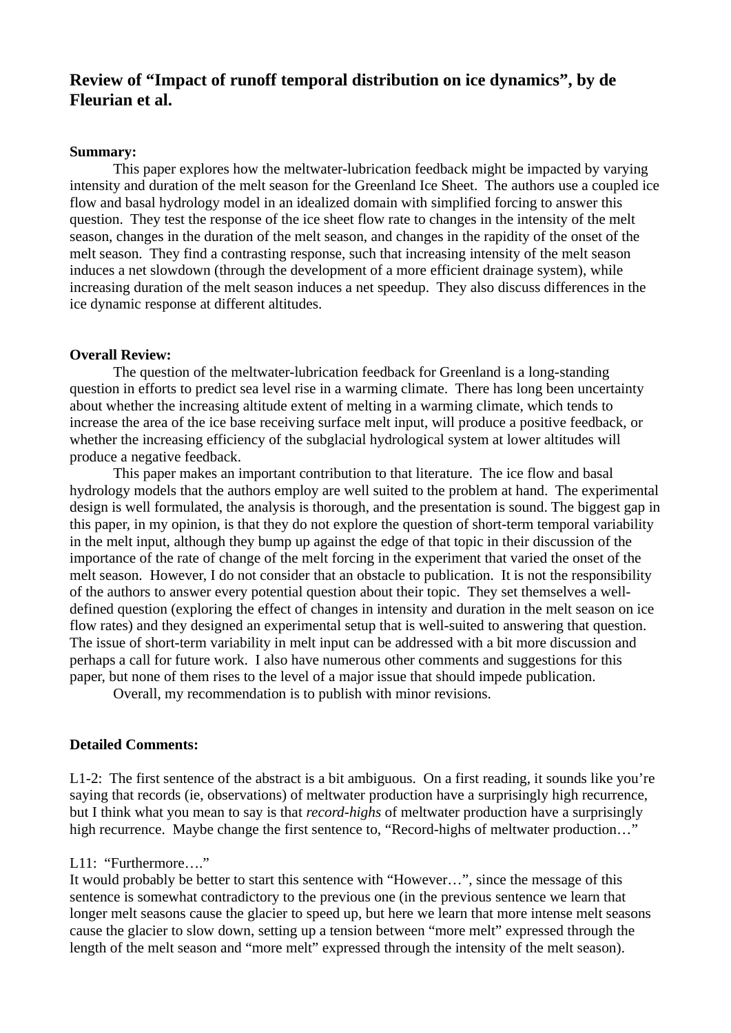# Review of "Impact of runoff temporal distribution on ice dynamics", by de Fleurian et al.

**Summary:**

This paper explores how the meltwater-lubrication feedback might be impacted by varying intensity and duration of the melt season for the Greenland Ice Sheet. The authors use a coupled ice flow and basal hydrology model in an idealized domain with simplified forcing to answer this question. They test the response of the ice sheet flow rate to changes in the intensity of the melt season, changes in the duration of the melt season, and changes in the rapidity of the onset of the melt season. They find a contrasting response, such that increasing intensity of the melt season induces a net slowdown (through the development of a more efficient drainage system), while increasing duration of the melt season induces a net speedup. They also discuss differences in the ice dynamic response at different altitudes.

**Overall Review:**

The question of the meltwater-lubrication feedback for Greenland is a long-standing question in efforts to predict sea level rise in a warming climate. There has long been uncertainty about whether the increasing altitude extent of melting in a warming climate, which tends to increase the area of the ice base receiving surface melt input, will produce a positive feedback, or whether the increasing efficiency of the subglacial hydrological system at lower altitudes will produce a negative feedback.

This paper makes an important contribution to that literature. The ice flow and basal hydrology models that the authors employ are well suited to the problem at hand. The experimental design is well formulated, the analysis is thorough, and the presentation is sound. The biggest gap in this paper, in my opinion, is that they do not explore the question of short-term temporal variability in the melt input, although they bump up against the edge of that topic in their discussion of the importance of the rate of change of the melt forcing in the experiment that varied the onset of the melt season. However, I do not consider that an obstacle to publication. It is not the responsibility of the authors to answer every potential question about their topic. They set themselves a well-defined question (exploring the effect of changes in intensity and duration in the melt season on ice flow rates) and they designed an experimental setup that is well-suited to answering that question. The issue of short-term variability in melt input can be addressed with a bit more discussion and perhaps a call for future work. I also have numerous other comments and suggestions for this paper, but none of them rises to the level of a major issue that should impede publication.

Overall, my recommendation is to publish with minor revisions.

**Detailed Comments:**

L1-2: The first sentence of the abstract is a bit ambiguous. On a first reading, it sounds like you're saying that records (ie, observations) of meltwater production have a surprisingly high recurrence, but I think what you mean to say is that *record-highs* of meltwater production have a surprisingly high recurrence. Maybe change the first sentence to, "Record-highs of meltwater production…"

L11: "Furthermore…."
It would probably be better to start this sentence with "However…", since the message of this sentence is somewhat contradictory to the previous one (in the previous sentence we learn that longer melt seasons cause the glacier to speed up, but here we learn that more intense melt seasons cause the glacier to slow down, setting up a tension between "more melt" expressed through the length of the melt season and "more melt" expressed through the intensity of the melt season).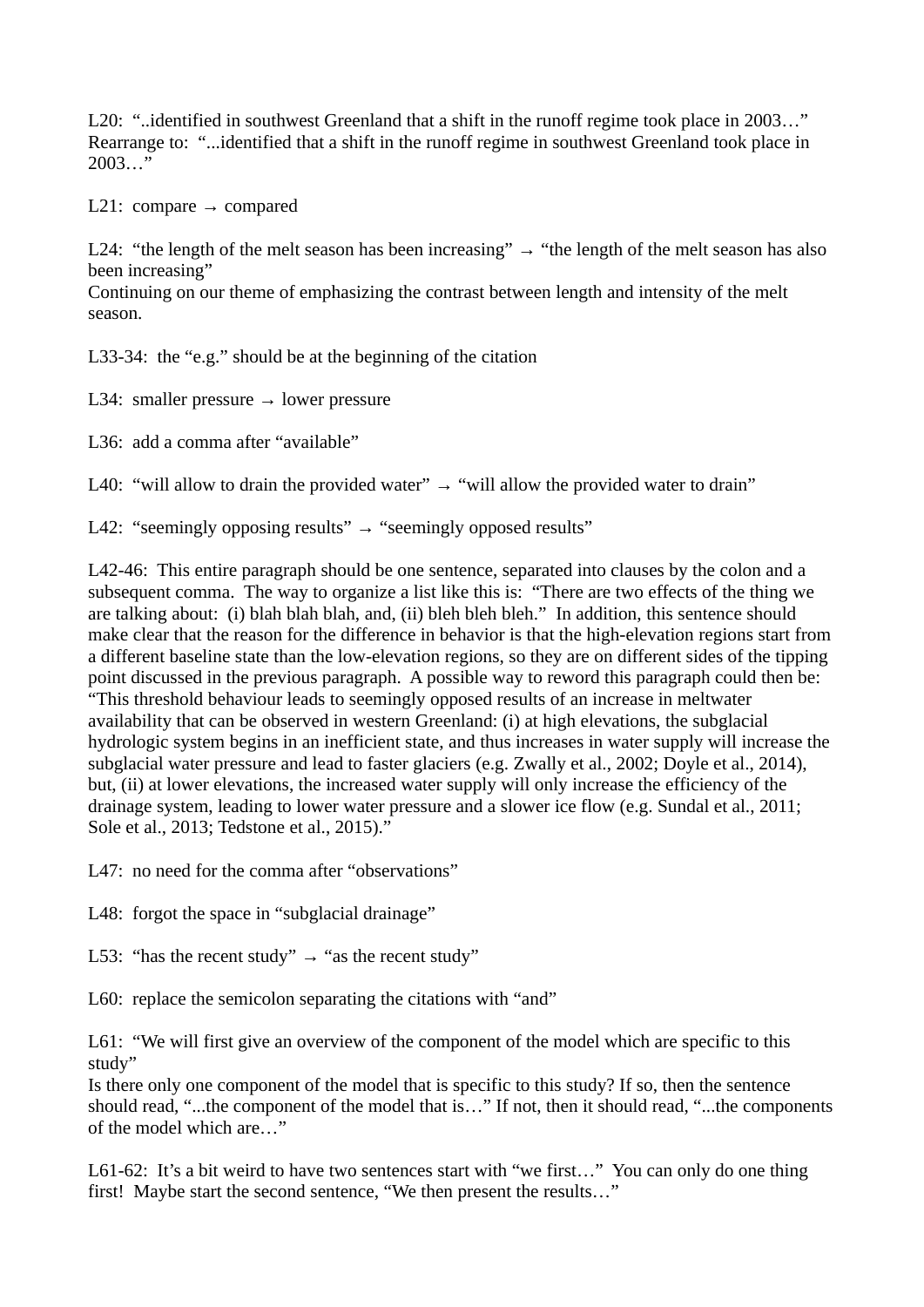L20: "..identified in southwest Greenland that a shift in the runoff regime took place in 2003…" Rearrange to: "...identified that a shift in the runoff regime in southwest Greenland took place in 2003…"

L21: compare → compared

L24: "the length of the melt season has been increasing" → "the length of the melt season has also been increasing"
Continuing on our theme of emphasizing the contrast between length and intensity of the melt season.

L33-34: the "e.g." should be at the beginning of the citation

L34: smaller pressure → lower pressure

L36: add a comma after "available"

L40: "will allow to drain the provided water" → "will allow the provided water to drain"

L42: "seemingly opposing results" → "seemingly opposed results"

L42-46: This entire paragraph should be one sentence, separated into clauses by the colon and a subsequent comma. The way to organize a list like this is: "There are two effects of the thing we are talking about: (i) blah blah blah, and, (ii) bleh bleh bleh." In addition, this sentence should make clear that the reason for the difference in behavior is that the high-elevation regions start from a different baseline state than the low-elevation regions, so they are on different sides of the tipping point discussed in the previous paragraph. A possible way to reword this paragraph could then be: "This threshold behaviour leads to seemingly opposed results of an increase in meltwater availability that can be observed in western Greenland: (i) at high elevations, the subglacial hydrologic system begins in an inefficient state, and thus increases in water supply will increase the subglacial water pressure and lead to faster glaciers (e.g. Zwally et al., 2002; Doyle et al., 2014), but, (ii) at lower elevations, the increased water supply will only increase the efficiency of the drainage system, leading to lower water pressure and a slower ice flow (e.g. Sundal et al., 2011; Sole et al., 2013; Tedstone et al., 2015)."

L47: no need for the comma after "observations"

L48: forgot the space in "subglacial drainage"

L53: "has the recent study" → "as the recent study"

L60: replace the semicolon separating the citations with "and"

L61: "We will first give an overview of the component of the model which are specific to this study"
Is there only one component of the model that is specific to this study? If so, then the sentence should read, "...the component of the model that is…" If not, then it should read, "...the components of the model which are…"

L61-62: It's a bit weird to have two sentences start with "we first…" You can only do one thing first! Maybe start the second sentence, "We then present the results…"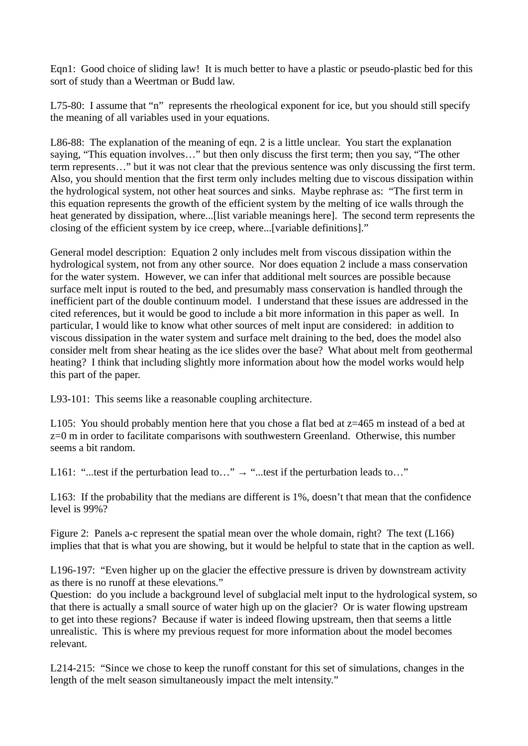Eqn1: Good choice of sliding law! It is much better to have a plastic or pseudo-plastic bed for this sort of study than a Weertman or Budd law.

L75-80: I assume that “n” represents the rheological exponent for ice, but you should still specify the meaning of all variables used in your equations.

L86-88: The explanation of the meaning of eqn. 2 is a little unclear. You start the explanation saying, “This equation involves…” but then only discuss the first term; then you say, “The other term represents…” but it was not clear that the previous sentence was only discussing the first term. Also, you should mention that the first term only includes melting due to viscous dissipation within the hydrological system, not other heat sources and sinks. Maybe rephrase as: “The first term in this equation represents the growth of the efficient system by the melting of ice walls through the heat generated by dissipation, where...[list variable meanings here]. The second term represents the closing of the efficient system by ice creep, where...[variable definitions].”

General model description: Equation 2 only includes melt from viscous dissipation within the hydrological system, not from any other source. Nor does equation 2 include a mass conservation for the water system. However, we can infer that additional melt sources are possible because surface melt input is routed to the bed, and presumably mass conservation is handled through the inefficient part of the double continuum model. I understand that these issues are addressed in the cited references, but it would be good to include a bit more information in this paper as well. In particular, I would like to know what other sources of melt input are considered: in addition to viscous dissipation in the water system and surface melt draining to the bed, does the model also consider melt from shear heating as the ice slides over the base? What about melt from geothermal heating? I think that including slightly more information about how the model works would help this part of the paper.

L93-101: This seems like a reasonable coupling architecture.

L105: You should probably mention here that you chose a flat bed at z=465 m instead of a bed at z=0 m in order to facilitate comparisons with southwestern Greenland. Otherwise, this number seems a bit random.

L161: “...test if the perturbation lead to…” → “...test if the perturbation leads to…”

L163: If the probability that the medians are different is 1%, doesn’t that mean that the confidence level is 99%?

Figure 2: Panels a-c represent the spatial mean over the whole domain, right? The text (L166) implies that that is what you are showing, but it would be helpful to state that in the caption as well.

L196-197: “Even higher up on the glacier the effective pressure is driven by downstream activity as there is no runoff at these elevations.”
Question: do you include a background level of subglacial melt input to the hydrological system, so that there is actually a small source of water high up on the glacier? Or is water flowing upstream to get into these regions? Because if water is indeed flowing upstream, then that seems a little unrealistic. This is where my previous request for more information about the model becomes relevant.

L214-215: “Since we chose to keep the runoff constant for this set of simulations, changes in the length of the melt season simultaneously impact the melt intensity.”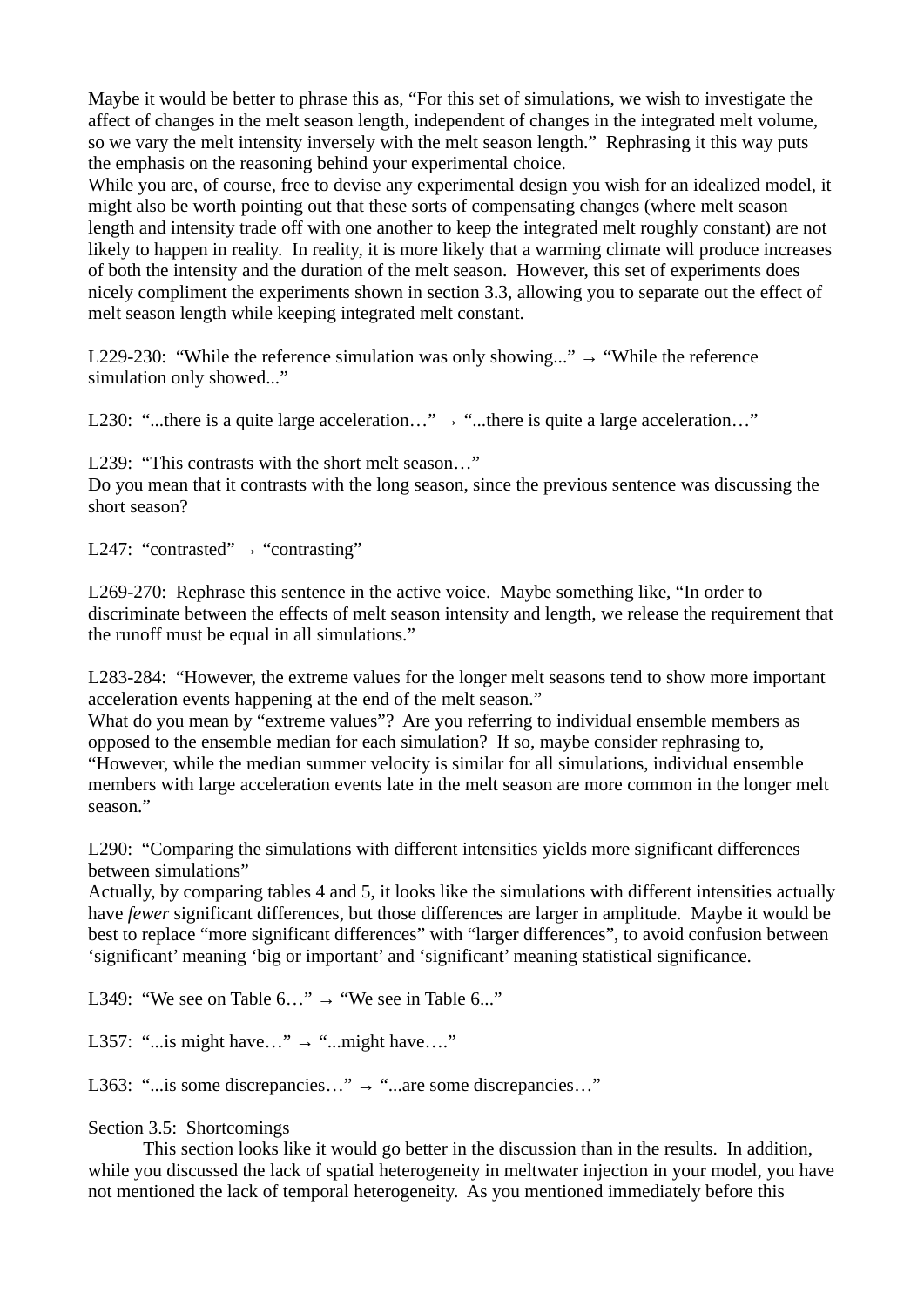Maybe it would be better to phrase this as, “For this set of simulations, we wish to investigate the affect of changes in the melt season length, independent of changes in the integrated melt volume, so we vary the melt intensity inversely with the melt season length.” Rephrasing it this way puts the emphasis on the reasoning behind your experimental choice.

While you are, of course, free to devise any experimental design you wish for an idealized model, it might also be worth pointing out that these sorts of compensating changes (where melt season length and intensity trade off with one another to keep the integrated melt roughly constant) are not likely to happen in reality. In reality, it is more likely that a warming climate will produce increases of both the intensity and the duration of the melt season. However, this set of experiments does nicely compliment the experiments shown in section 3.3, allowing you to separate out the effect of melt season length while keeping integrated melt constant.

L229-230: “While the reference simulation was only showing...” → “While the reference simulation only showed...”

L230: “...there is a quite large acceleration…” → “...there is quite a large acceleration…”

L239: “This contrasts with the short melt season…”
Do you mean that it contrasts with the long season, since the previous sentence was discussing the short season?

L247: “contrasted” → “contrasting”

L269-270: Rephrase this sentence in the active voice. Maybe something like, “In order to discriminate between the effects of melt season intensity and length, we release the requirement that the runoff must be equal in all simulations.”

L283-284: “However, the extreme values for the longer melt seasons tend to show more important acceleration events happening at the end of the melt season.”
What do you mean by “extreme values”? Are you referring to individual ensemble members as opposed to the ensemble median for each simulation? If so, maybe consider rephrasing to, “However, while the median summer velocity is similar for all simulations, individual ensemble members with large acceleration events late in the melt season are more common in the longer melt season.”

L290: “Comparing the simulations with different intensities yields more significant differences between simulations”
Actually, by comparing tables 4 and 5, it looks like the simulations with different intensities actually have *fewer* significant differences, but those differences are larger in amplitude. Maybe it would be best to replace “more significant differences” with “larger differences”, to avoid confusion between ‘significant’ meaning ‘big or important’ and ‘significant’ meaning statistical significance.

L349: “We see on Table 6…” → “We see in Table 6...”

L357: “...is might have…” → “...might have….”

L363: “...is some discrepancies…” → “...are some discrepancies…”

Section 3.5: Shortcomings

This section looks like it would go better in the discussion than in the results. In addition, while you discussed the lack of spatial heterogeneity in meltwater injection in your model, you have not mentioned the lack of temporal heterogeneity. As you mentioned immediately before this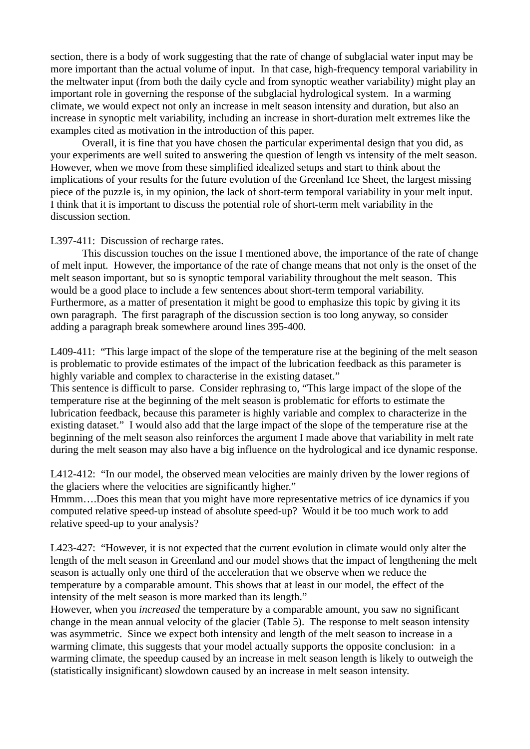section, there is a body of work suggesting that the rate of change of subglacial water input may be more important than the actual volume of input. In that case, high-frequency temporal variability in the meltwater input (from both the daily cycle and from synoptic weather variability) might play an important role in governing the response of the subglacial hydrological system. In a warming climate, we would expect not only an increase in melt season intensity and duration, but also an increase in synoptic melt variability, including an increase in short-duration melt extremes like the examples cited as motivation in the introduction of this paper.

Overall, it is fine that you have chosen the particular experimental design that you did, as your experiments are well suited to answering the question of length vs intensity of the melt season. However, when we move from these simplified idealized setups and start to think about the implications of your results for the future evolution of the Greenland Ice Sheet, the largest missing piece of the puzzle is, in my opinion, the lack of short-term temporal variability in your melt input. I think that it is important to discuss the potential role of short-term melt variability in the discussion section.

L397-411: Discussion of recharge rates.

This discussion touches on the issue I mentioned above, the importance of the rate of change of melt input. However, the importance of the rate of change means that not only is the onset of the melt season important, but so is synoptic temporal variability throughout the melt season. This would be a good place to include a few sentences about short-term temporal variability. Furthermore, as a matter of presentation it might be good to emphasize this topic by giving it its own paragraph. The first paragraph of the discussion section is too long anyway, so consider adding a paragraph break somewhere around lines 395-400.

L409-411: "This large impact of the slope of the temperature rise at the begining of the melt season is problematic to provide estimates of the impact of the lubrication feedback as this parameter is highly variable and complex to characterise in the existing dataset."
This sentence is difficult to parse. Consider rephrasing to, "This large impact of the slope of the temperature rise at the beginning of the melt season is problematic for efforts to estimate the lubrication feedback, because this parameter is highly variable and complex to characterize in the existing dataset." I would also add that the large impact of the slope of the temperature rise at the beginning of the melt season also reinforces the argument I made above that variability in melt rate during the melt season may also have a big influence on the hydrological and ice dynamic response.

L412-412: "In our model, the observed mean velocities are mainly driven by the lower regions of the glaciers where the velocities are significantly higher."
Hmmm….Does this mean that you might have more representative metrics of ice dynamics if you computed relative speed-up instead of absolute speed-up? Would it be too much work to add relative speed-up to your analysis?

L423-427: "However, it is not expected that the current evolution in climate would only alter the length of the melt season in Greenland and our model shows that the impact of lengthening the melt season is actually only one third of the acceleration that we observe when we reduce the temperature by a comparable amount. This shows that at least in our model, the effect of the intensity of the melt season is more marked than its length."
However, when you *increased* the temperature by a comparable amount, you saw no significant change in the mean annual velocity of the glacier (Table 5). The response to melt season intensity was asymmetric. Since we expect both intensity and length of the melt season to increase in a warming climate, this suggests that your model actually supports the opposite conclusion: in a warming climate, the speedup caused by an increase in melt season length is likely to outweigh the (statistically insignificant) slowdown caused by an increase in melt season intensity.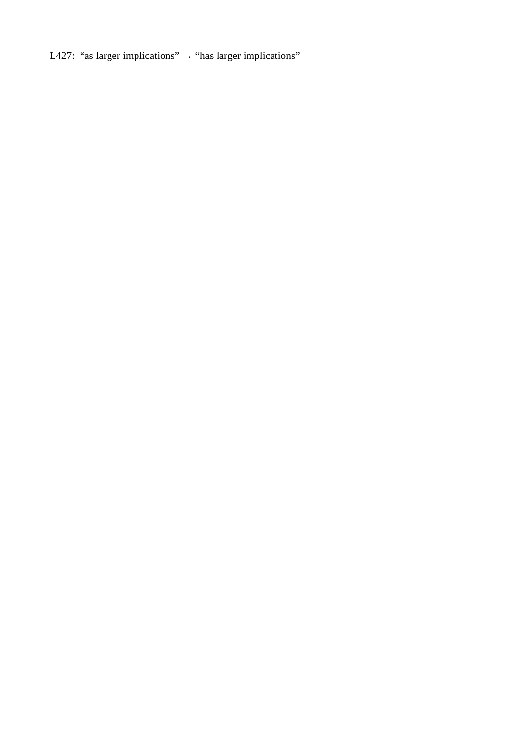L427: “as larger implications” → “has larger implications”